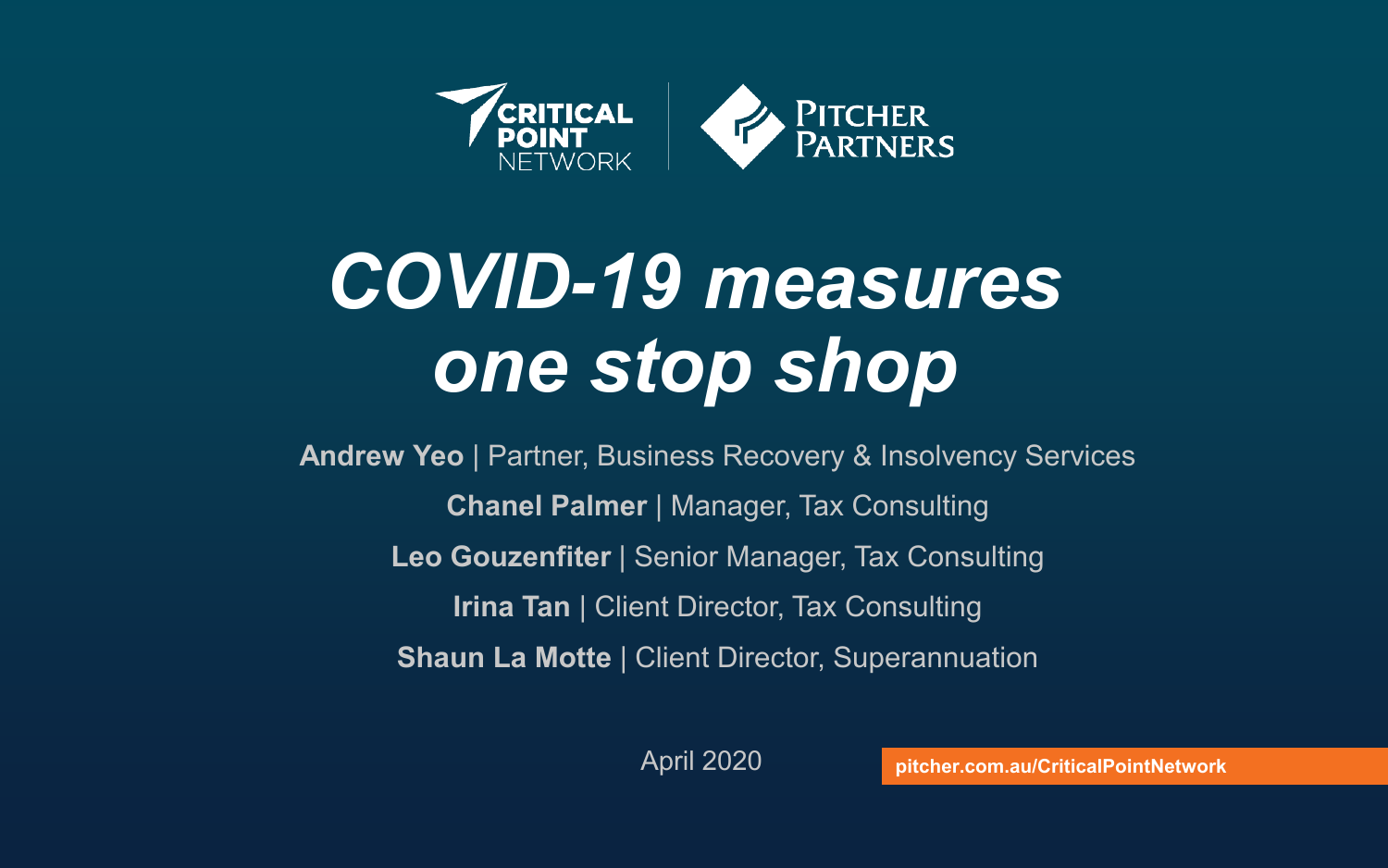CRITICAL POINT NETWORK | PITCHER PARTNERS

# *COVID-19 measures one stop shop*

**Andrew Yeo** | Partner, Business Recovery & Insolvency Services

**Chanel Palmer** | Manager, Tax Consulting

**Leo Gouzenfiter** | Senior Manager, Tax Consulting

**Irina Tan** | Client Director, Tax Consulting

**Shaun La Motte** | Client Director, Superannuation

April 2020

**pitcher.com.au/CriticalPointNetwork**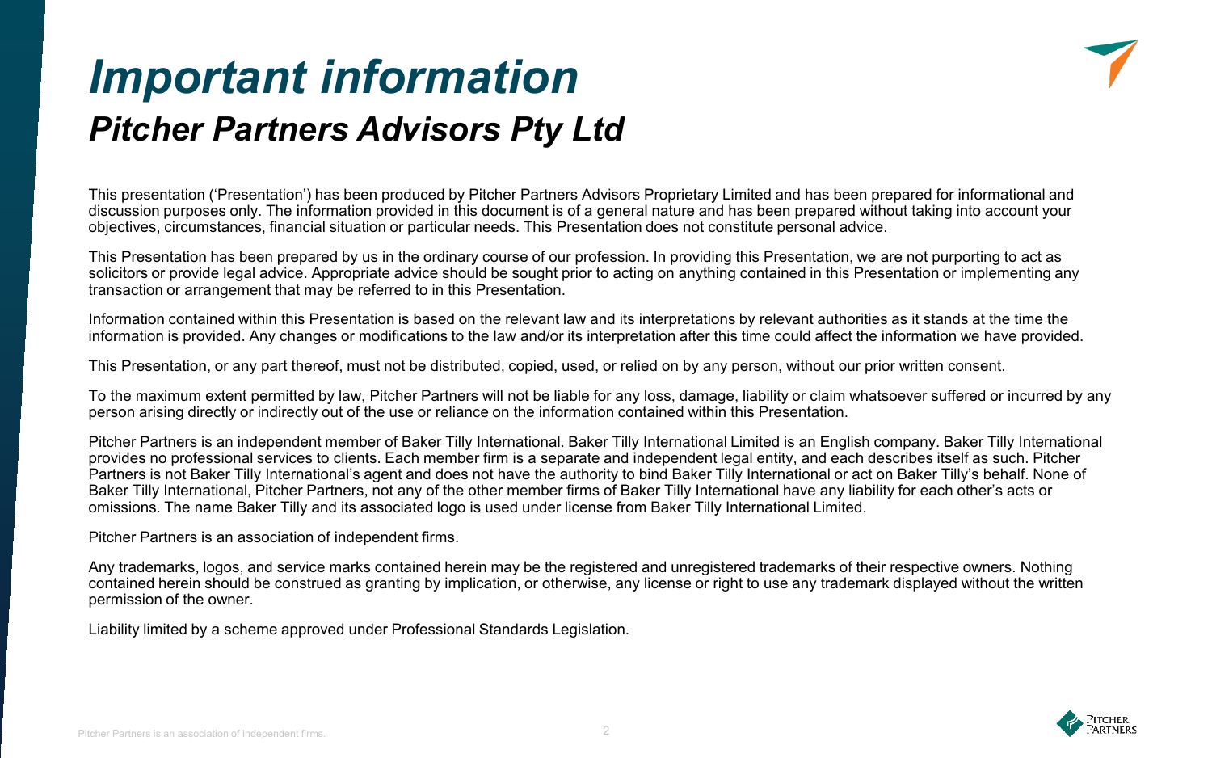# *Important information*

## *Pitcher Partners Advisors Pty Ltd*

This presentation ('Presentation') has been produced by Pitcher Partners Advisors Proprietary Limited and has been prepared for informational and discussion purposes only. The information provided in this document is of a general nature and has been prepared without taking into account your objectives, circumstances, financial situation or particular needs. This Presentation does not constitute personal advice.

This Presentation has been prepared by us in the ordinary course of our profession. In providing this Presentation, we are not purporting to act as solicitors or provide legal advice. Appropriate advice should be sought prior to acting on anything contained in this Presentation or implementing any transaction or arrangement that may be referred to in this Presentation.

Information contained within this Presentation is based on the relevant law and its interpretations by relevant authorities as it stands at the time the information is provided. Any changes or modifications to the law and/or its interpretation after this time could affect the information we have provided.

This Presentation, or any part thereof, must not be distributed, copied, used, or relied on by any person, without our prior written consent.

To the maximum extent permitted by law, Pitcher Partners will not be liable for any loss, damage, liability or claim whatsoever suffered or incurred by any person arising directly or indirectly out of the use or reliance on the information contained within this Presentation.

Pitcher Partners is an independent member of Baker Tilly International. Baker Tilly International Limited is an English company. Baker Tilly International provides no professional services to clients. Each member firm is a separate and independent legal entity, and each describes itself as such. Pitcher Partners is not Baker Tilly International's agent and does not have the authority to bind Baker Tilly International or act on Baker Tilly's behalf. None of Baker Tilly International, Pitcher Partners, not any of the other member firms of Baker Tilly International have any liability for each other's acts or omissions. The name Baker Tilly and its associated logo is used under license from Baker Tilly International Limited.

Pitcher Partners is an association of independent firms.

Any trademarks, logos, and service marks contained herein may be the registered and unregistered trademarks of their respective owners. Nothing contained herein should be construed as granting by implication, or otherwise, any license or right to use any trademark displayed without the written permission of the owner.

Liability limited by a scheme approved under Professional Standards Legislation.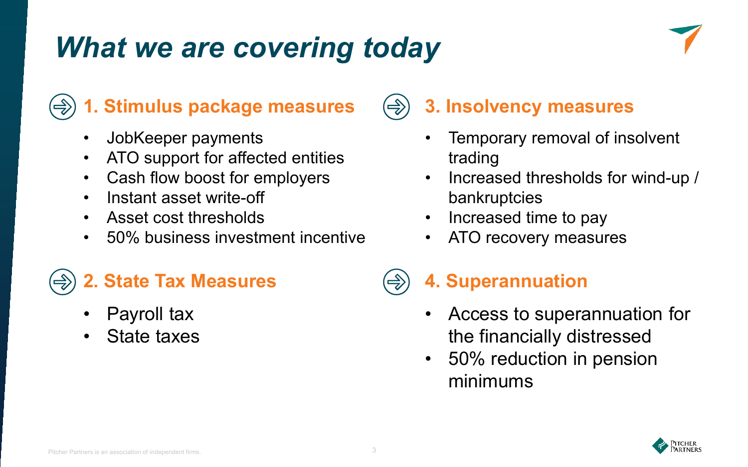# What we are covering today

## 1. Stimulus package measures

- JobKeeper payments
- ATO support for affected entities
- Cash flow boost for employers
- Instant asset write-off
- Asset cost thresholds
- 50% business investment incentive

## 2. State Tax Measures

- Payroll tax
- State taxes

## 3. Insolvency measures

- Temporary removal of insolvent trading
- Increased thresholds for wind-up / bankruptcies
- Increased time to pay
- ATO recovery measures

## 4. Superannuation

- Access to superannuation for the financially distressed
- 50% reduction in pension minimums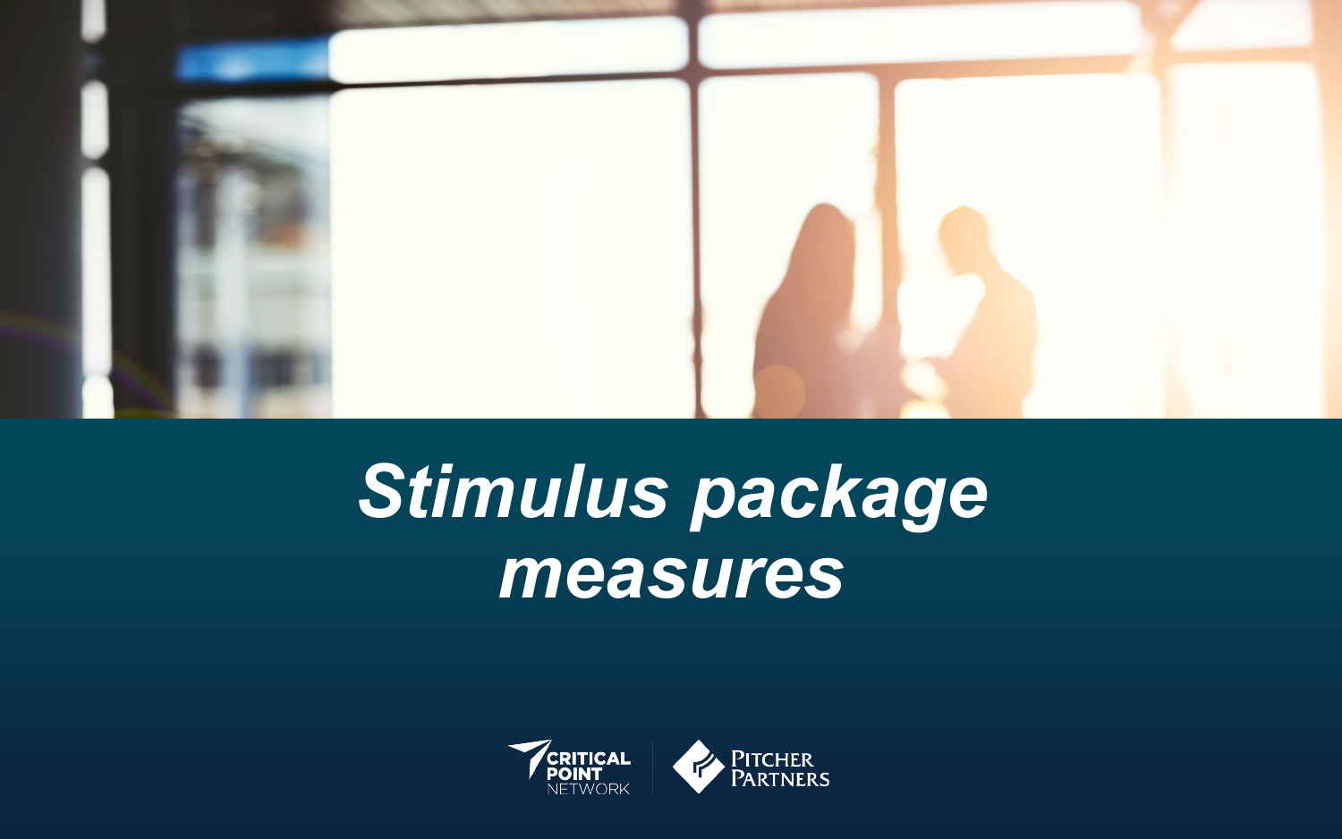# *Stimulus package measures*

CRITICAL POINT NETWORK

PITCHER PARTNERS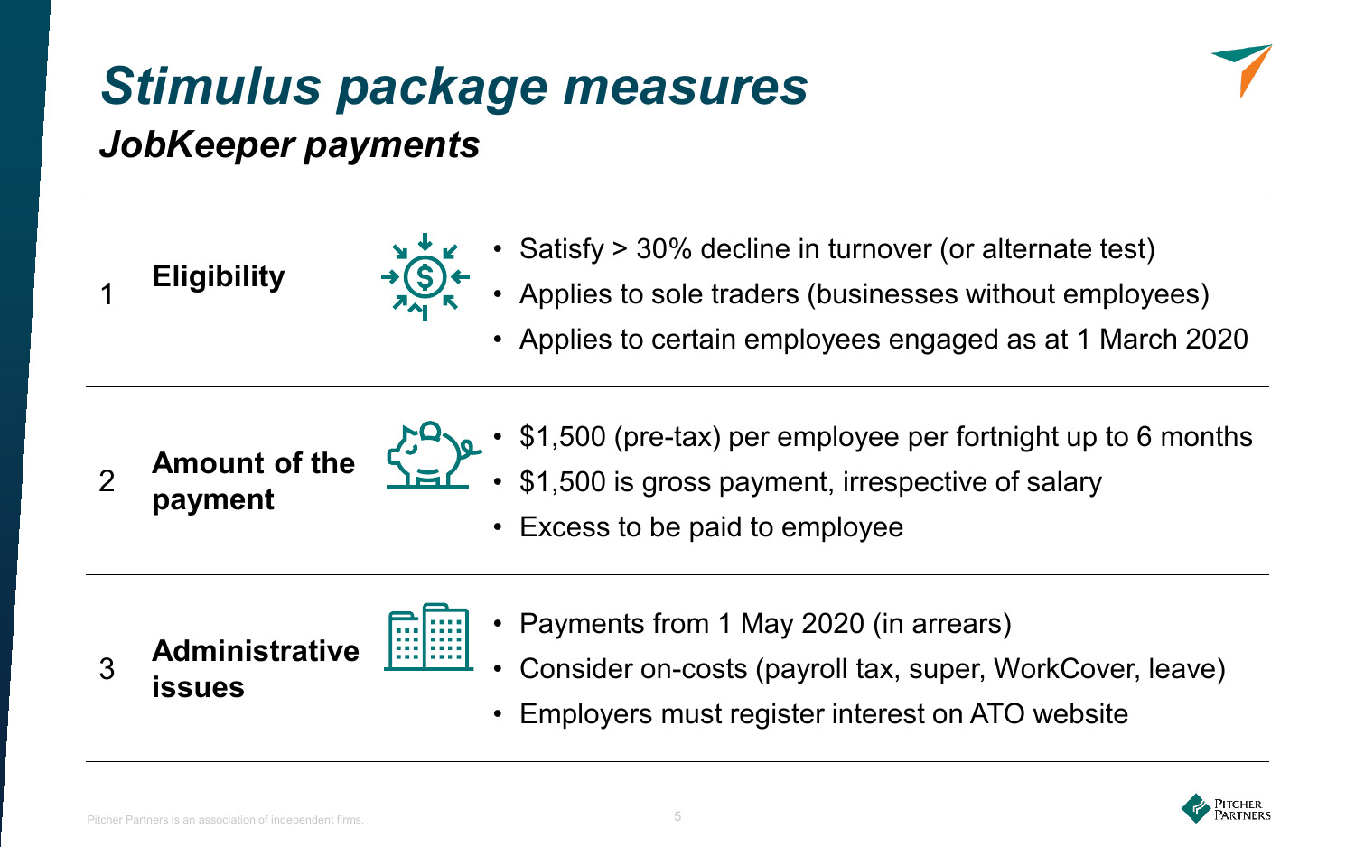# *Stimulus package measures*

## *JobKeeper payments*

1 **Eligibility**

- Satisfy > 30% decline in turnover (or alternate test)
- Applies to sole traders (businesses without employees)
- Applies to certain employees engaged as at 1 March 2020

2 **Amount of the payment**

- $1,500 (pre-tax) per employee per fortnight up to 6 months
- $1,500 is gross payment, irrespective of salary
- Excess to be paid to employee

3 **Administrative issues**

- Payments from 1 May 2020 (in arrears)
- Consider on-costs (payroll tax, super, WorkCover, leave)
- Employers must register interest on ATO website

Pitcher Partners is an association of independent firms.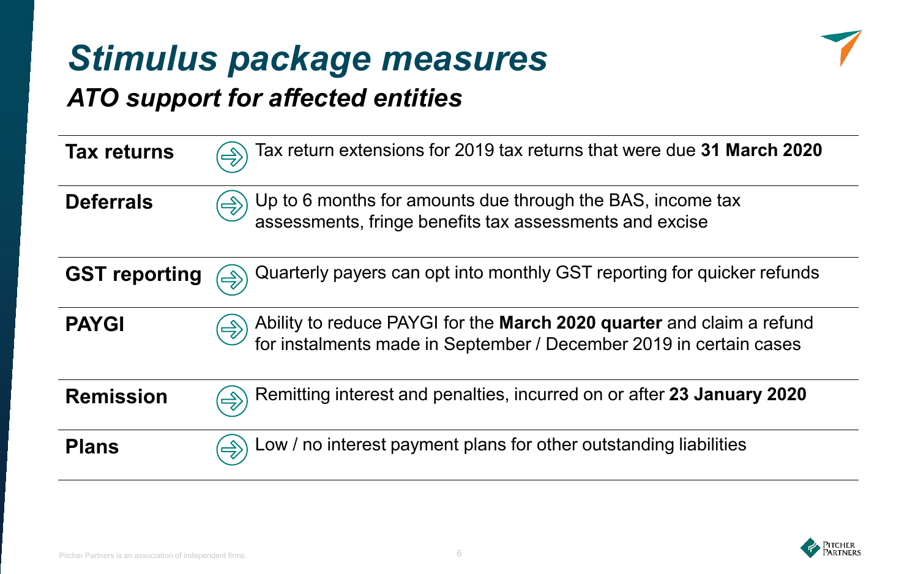# *Stimulus package measures*

## *ATO support for affected entities*

| | |
|---|---|
| **Tax returns** | Tax return extensions for 2019 tax returns that were due **31 March 2020** |
| **Deferrals** | Up to 6 months for amounts due through the BAS, income tax assessments, fringe benefits tax assessments and excise |
| **GST reporting** | Quarterly payers can opt into monthly GST reporting for quicker refunds |
| **PAYGI** | Ability to reduce PAYGI for the **March 2020 quarter** and claim a refund for instalments made in September / December 2019 in certain cases |
| **Remission** | Remitting interest and penalties, incurred on or after **23 January 2020** |
| **Plans** | Low / no interest payment plans for other outstanding liabilities |

Pitcher Partners is an association of independent firms.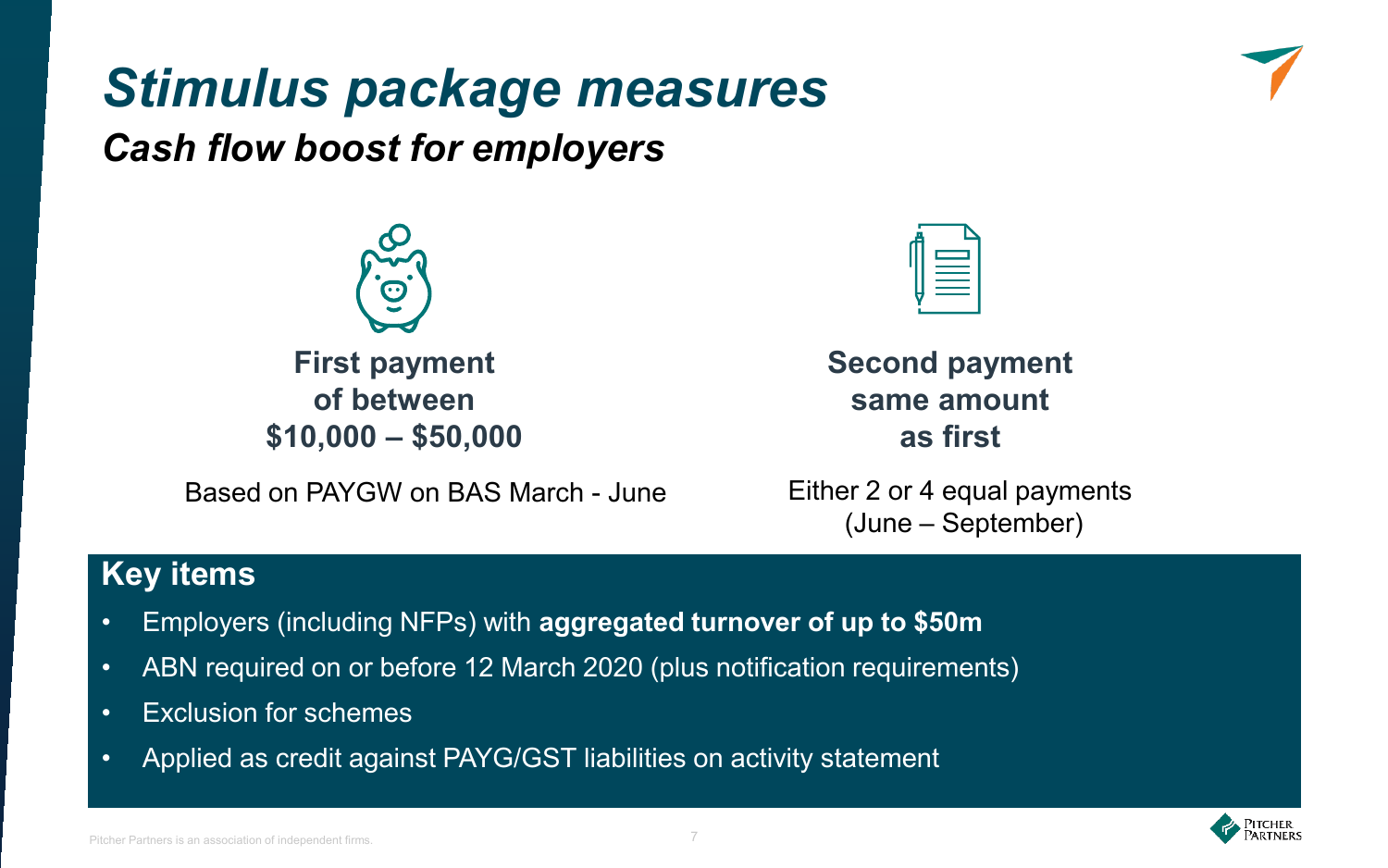# *Stimulus package measures*

## *Cash flow boost for employers*

**First payment of between $10,000 – $50,000**

Based on PAYGW on BAS March - June

**Second payment same amount as first**

Either 2 or 4 equal payments (June – September)

### Key items

- Employers (including NFPs) with **aggregated turnover of up to $50m**
- ABN required on or before 12 March 2020 (plus notification requirements)
- Exclusion for schemes
- Applied as credit against PAYG/GST liabilities on activity statement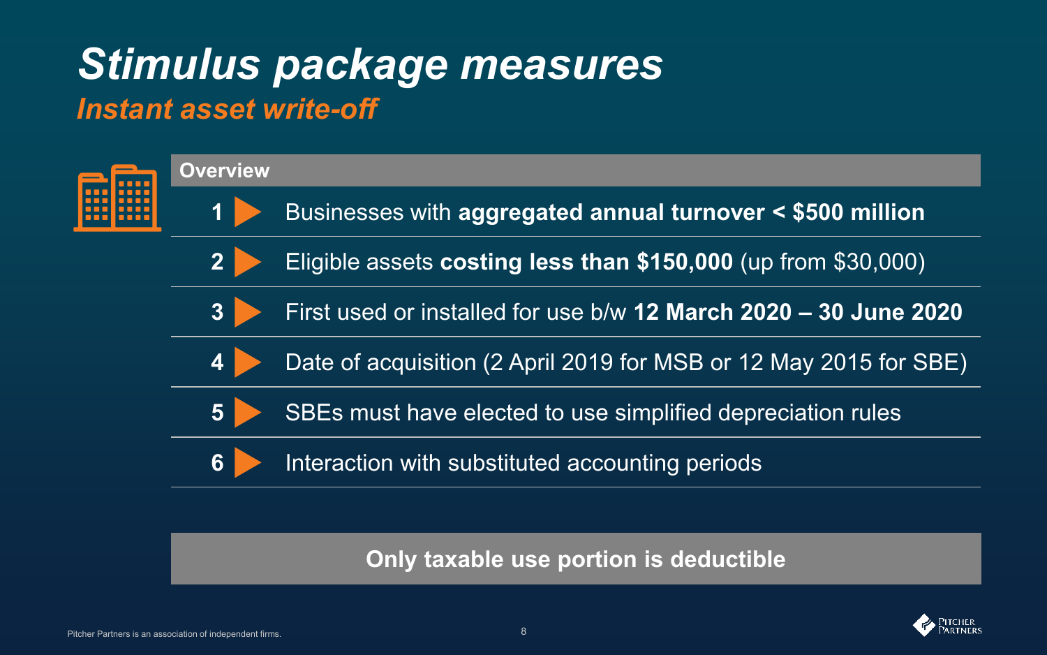# *Stimulus package measures*

## *Instant asset write-off*

**Overview**

1. Businesses with **aggregated annual turnover < $500 million**
2. Eligible assets **costing less than $150,000** (up from $30,000)
3. First used or installed for use b/w **12 March 2020 – 30 June 2020**
4. Date of acquisition (2 April 2019 for MSB or 12 May 2015 for SBE)
5. SBEs must have elected to use simplified depreciation rules
6. Interaction with substituted accounting periods

**Only taxable use portion is deductible**

Pitcher Partners is an association of independent firms.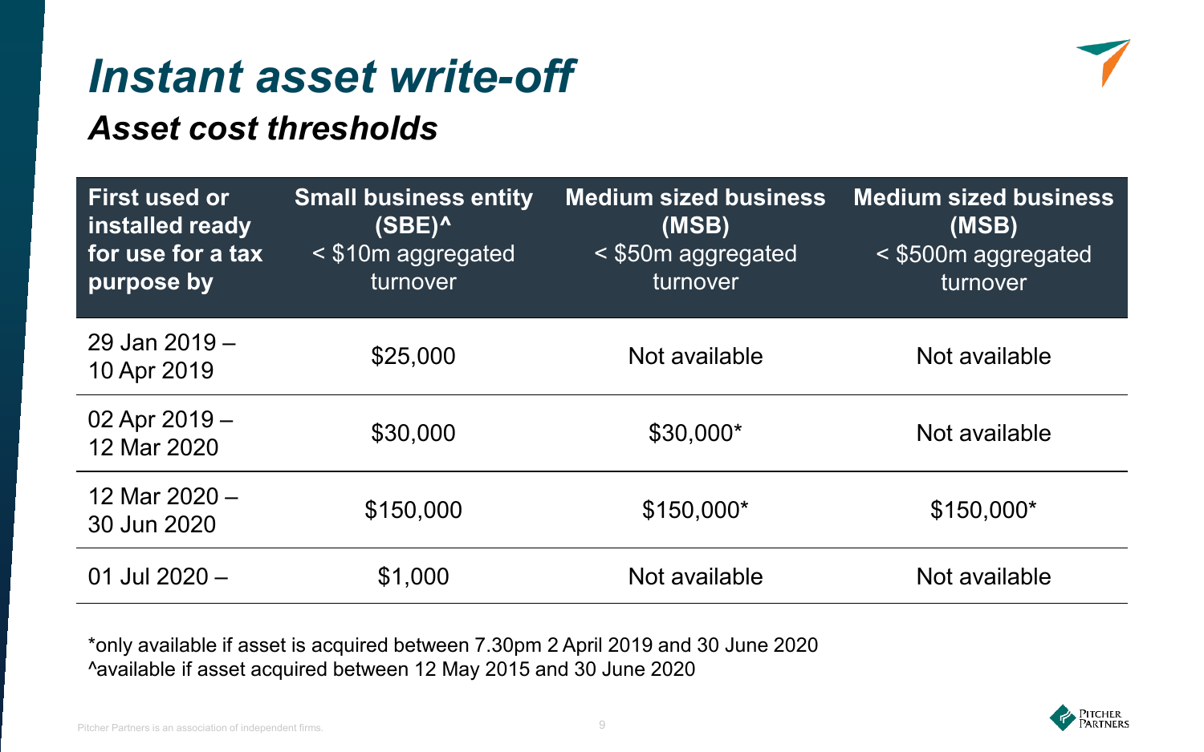# Instant asset write-off

## Asset cost thresholds

| First used or installed ready for use for a tax purpose by | Small business entity (SBE)^ < $10m aggregated turnover | Medium sized business (MSB) < $50m aggregated turnover | Medium sized business (MSB) < $500m aggregated turnover |
|---|---|---|---|
| 29 Jan 2019 – 10 Apr 2019 | $25,000 | Not available | Not available |
| 02 Apr 2019 – 12 Mar 2020 | $30,000 | $30,000* | Not available |
| 12 Mar 2020 – 30 Jun 2020 | $150,000 | $150,000* | $150,000* |
| 01 Jul 2020 – | $1,000 | Not available | Not available |

*only available if asset is acquired between 7.30pm 2 April 2019 and 30 June 2020
^available if asset acquired between 12 May 2015 and 30 June 2020

Pitcher Partners is an association of independent firms.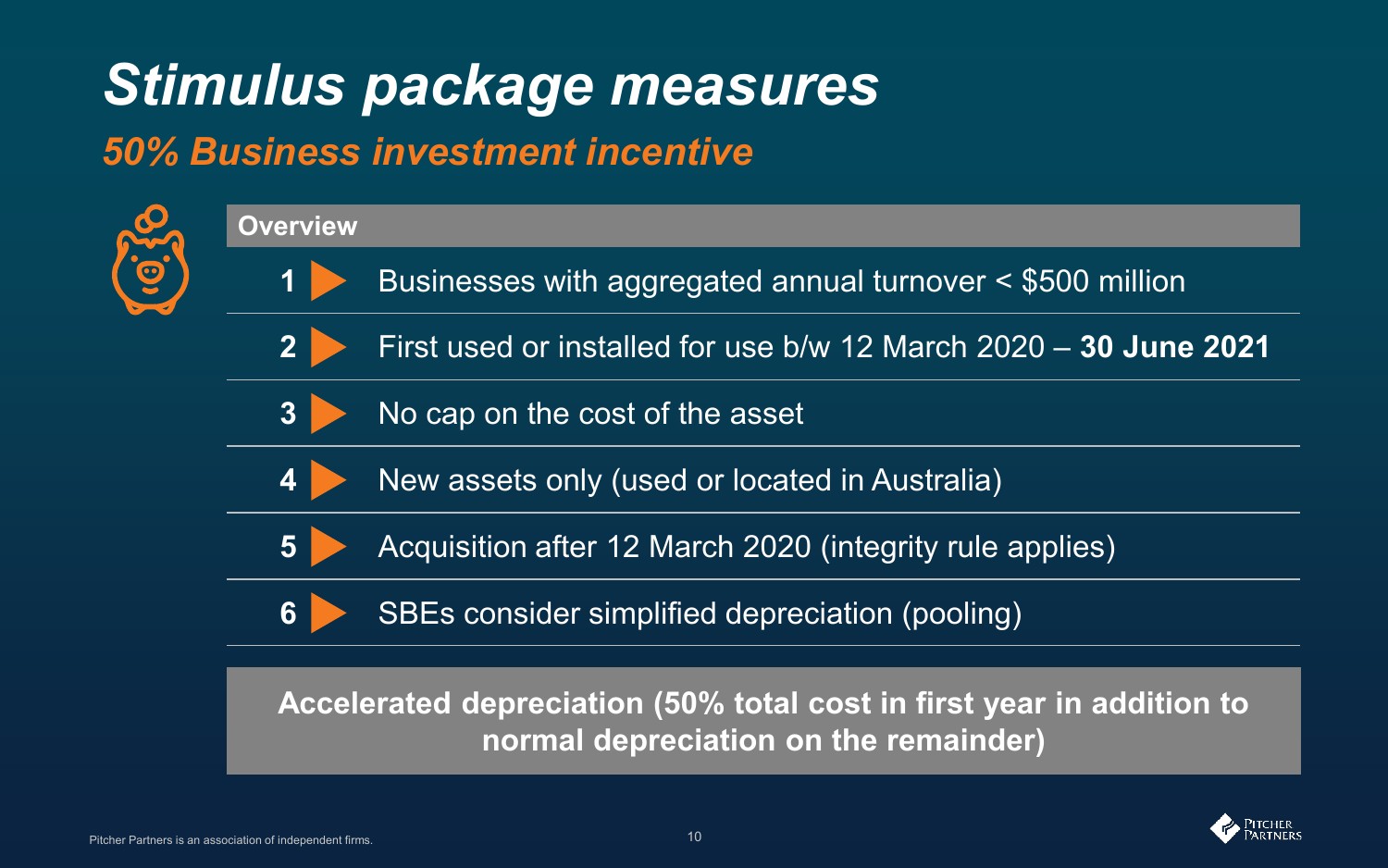# *Stimulus package measures*

## *50% Business investment incentive*

**Overview**

1. Businesses with aggregated annual turnover < $500 million
2. First used or installed for use b/w 12 March 2020 – **30 June 2021**
3. No cap on the cost of the asset
4. New assets only (used or located in Australia)
5. Acquisition after 12 March 2020 (integrity rule applies)
6. SBEs consider simplified depreciation (pooling)

**Accelerated depreciation (50% total cost in first year in addition to normal depreciation on the remainder)**

Pitcher Partners is an association of independent firms.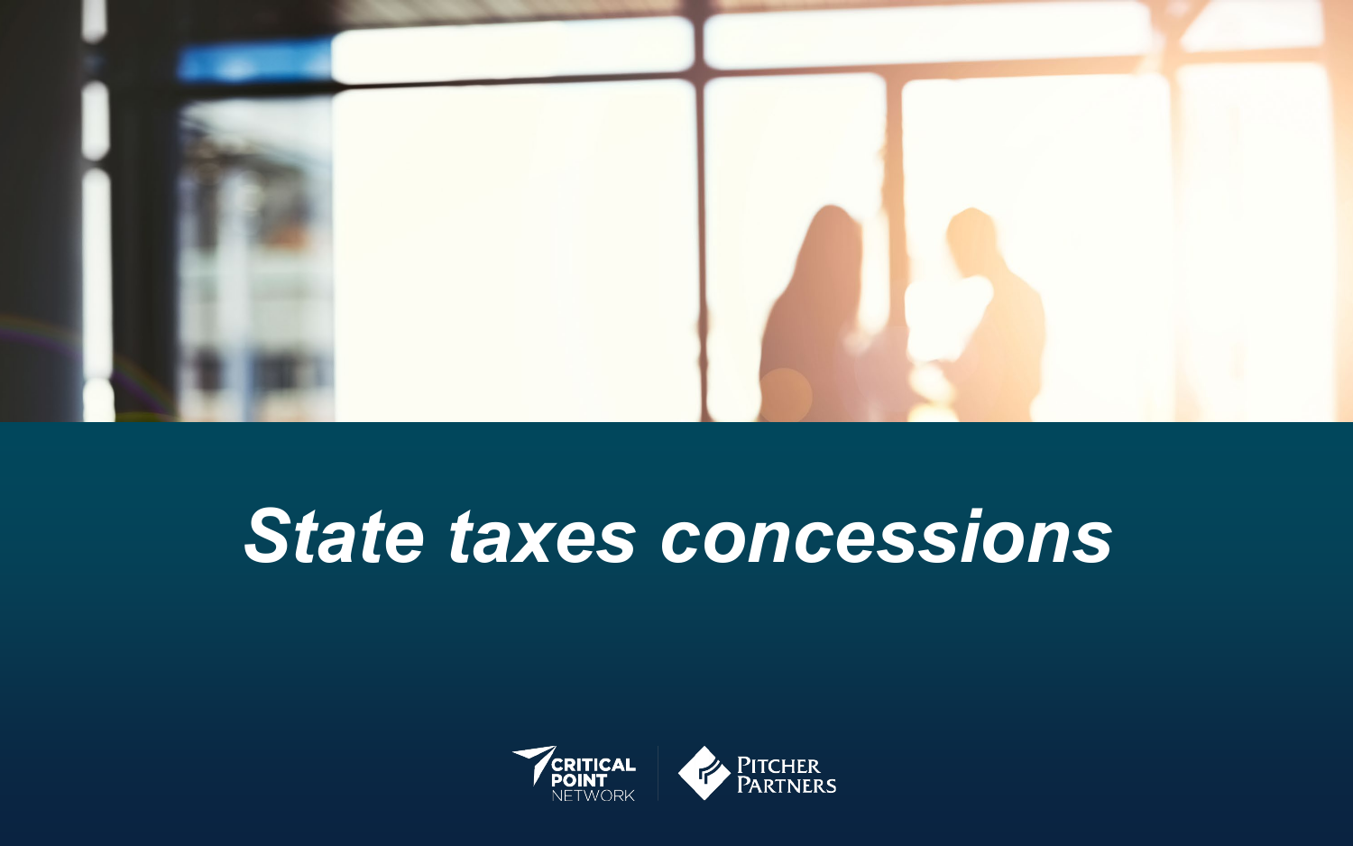# *State taxes concessions*

CRITICAL POINT NETWORK | PITCHER PARTNERS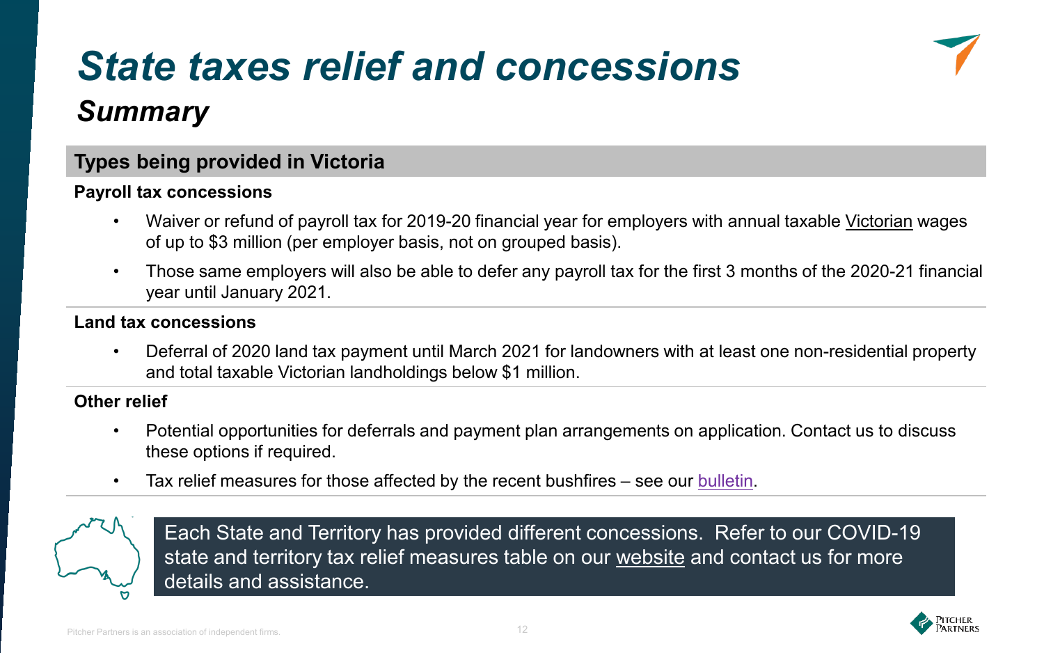# State taxes relief and concessions

## Summary

### Types being provided in Victoria

**Payroll tax concessions**

- Waiver or refund of payroll tax for 2019-20 financial year for employers with annual taxable Victorian wages of up to $3 million (per employer basis, not on grouped basis).
- Those same employers will also be able to defer any payroll tax for the first 3 months of the 2020-21 financial year until January 2021.

**Land tax concessions**

- Deferral of 2020 land tax payment until March 2021 for landowners with at least one non-residential property and total taxable Victorian landholdings below $1 million.

**Other relief**

- Potential opportunities for deferrals and payment plan arrangements on application. Contact us to discuss these options if required.
- Tax relief measures for those affected by the recent bushfires – see our bulletin.

Each State and Territory has provided different concessions. Refer to our COVID-19 state and territory tax relief measures table on our website and contact us for more details and assistance.

Pitcher Partners is an association of independent firms.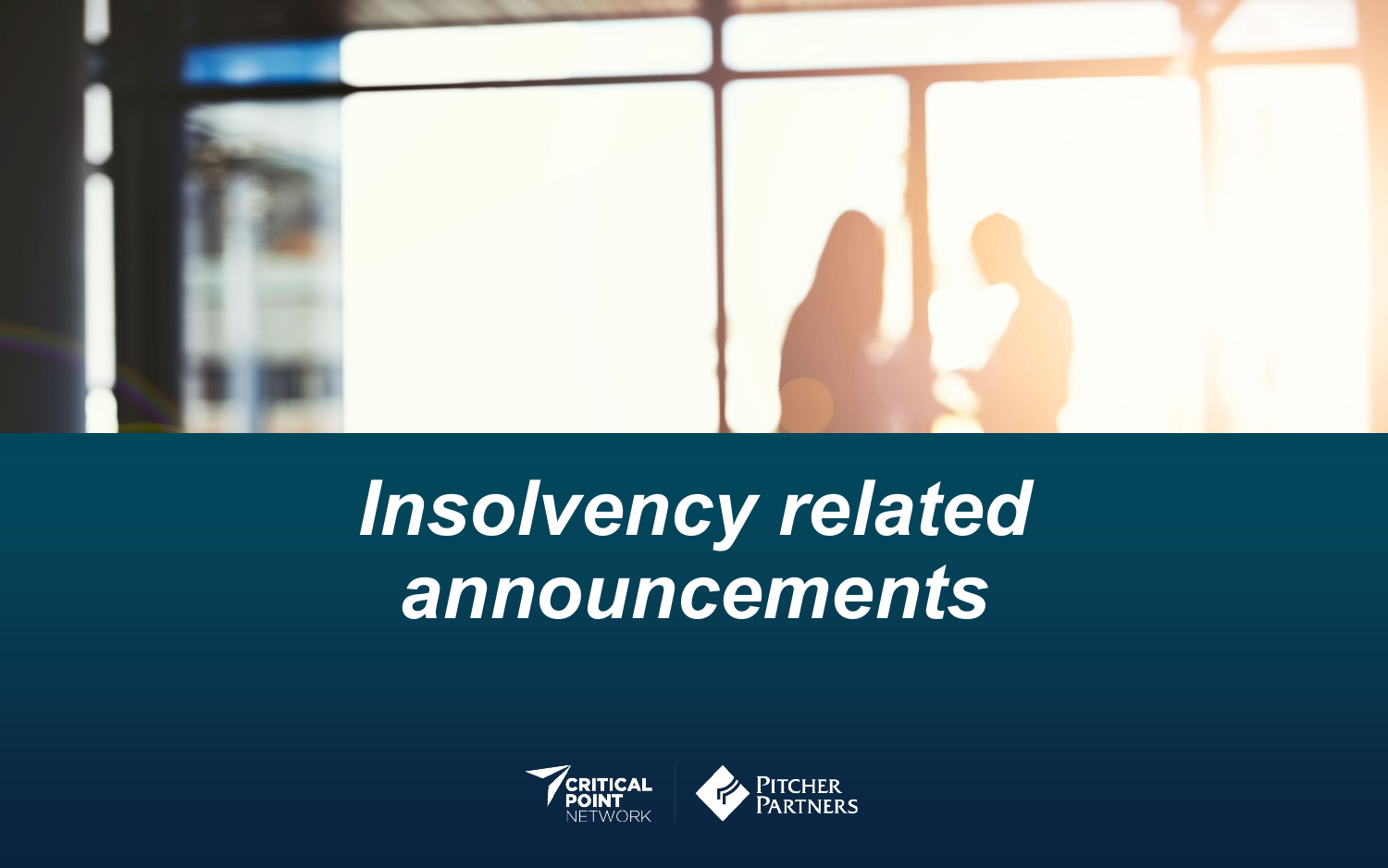# *Insolvency related announcements*

CRITICAL POINT NETWORK

PITCHER PARTNERS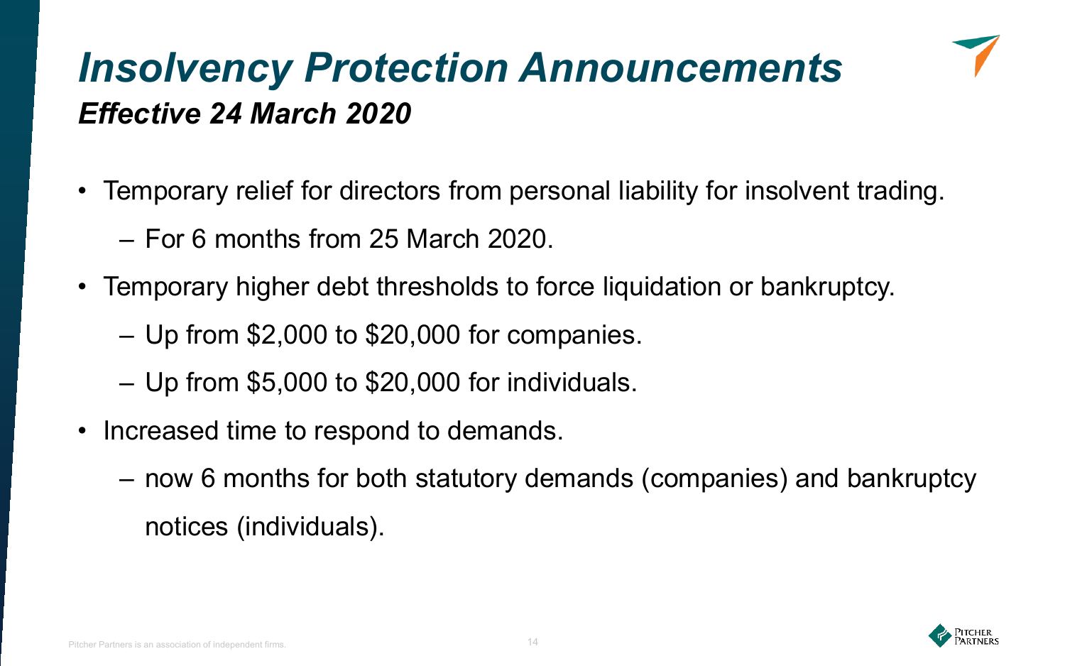# *Insolvency Protection Announcements*

## *Effective 24 March 2020*

- Temporary relief for directors from personal liability for insolvent trading.
  - For 6 months from 25 March 2020.
- Temporary higher debt thresholds to force liquidation or bankruptcy.
  - Up from $2,000 to $20,000 for companies.
  - Up from $5,000 to $20,000 for individuals.
- Increased time to respond to demands.
  - now 6 months for both statutory demands (companies) and bankruptcy notices (individuals).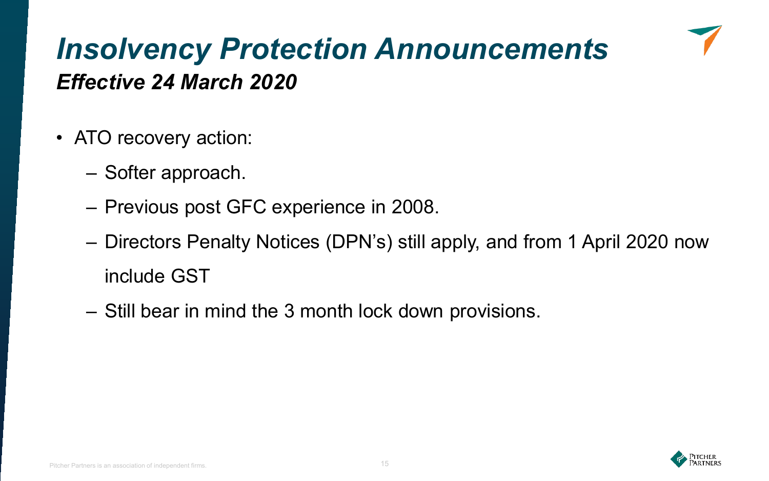# *Insolvency Protection Announcements*

## *Effective 24 March 2020*

- ATO recovery action:
  - Softer approach.
  - Previous post GFC experience in 2008.
  - Directors Penalty Notices (DPN's) still apply, and from 1 April 2020 now include GST
  - Still bear in mind the 3 month lock down provisions.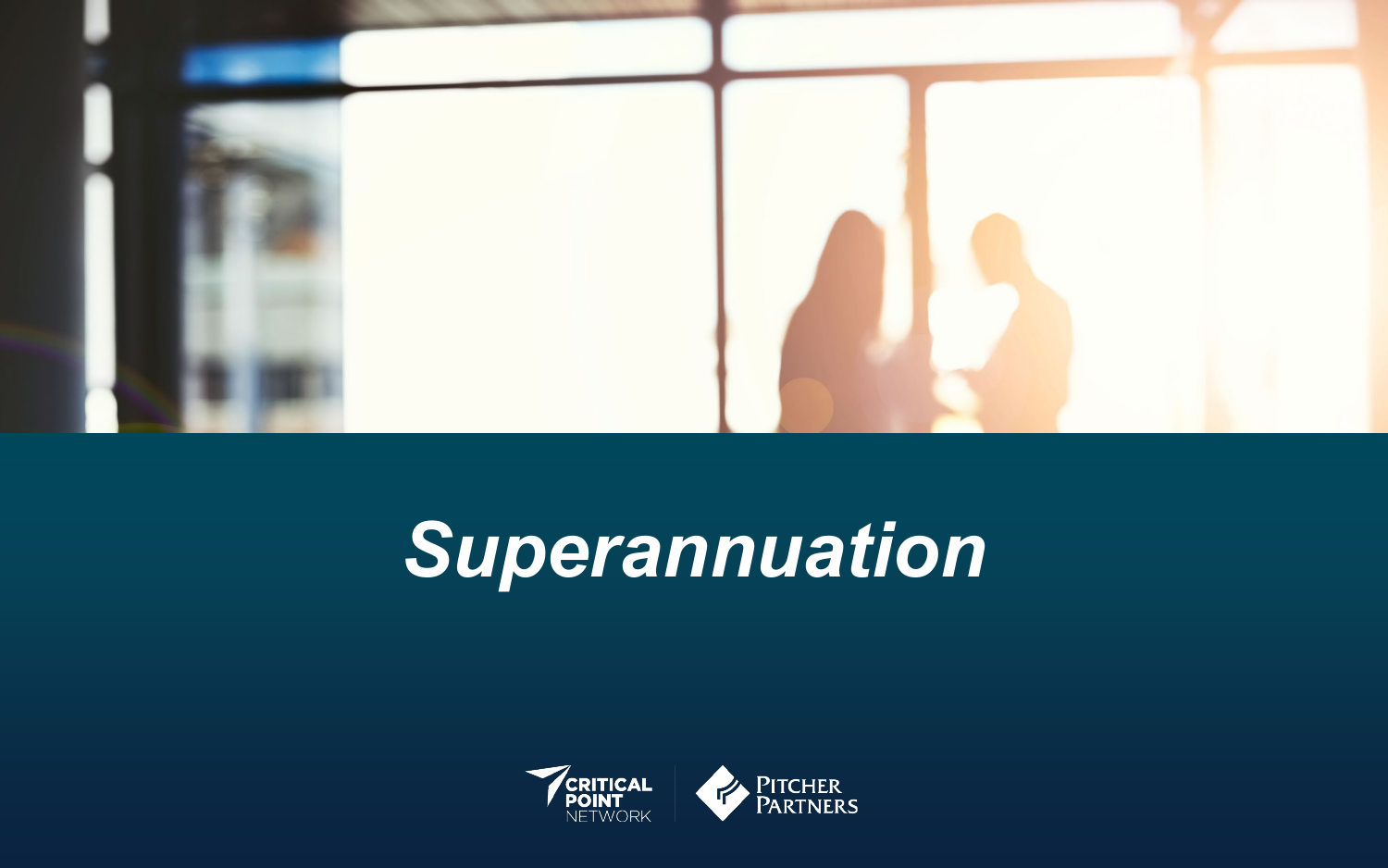# *Superannuation*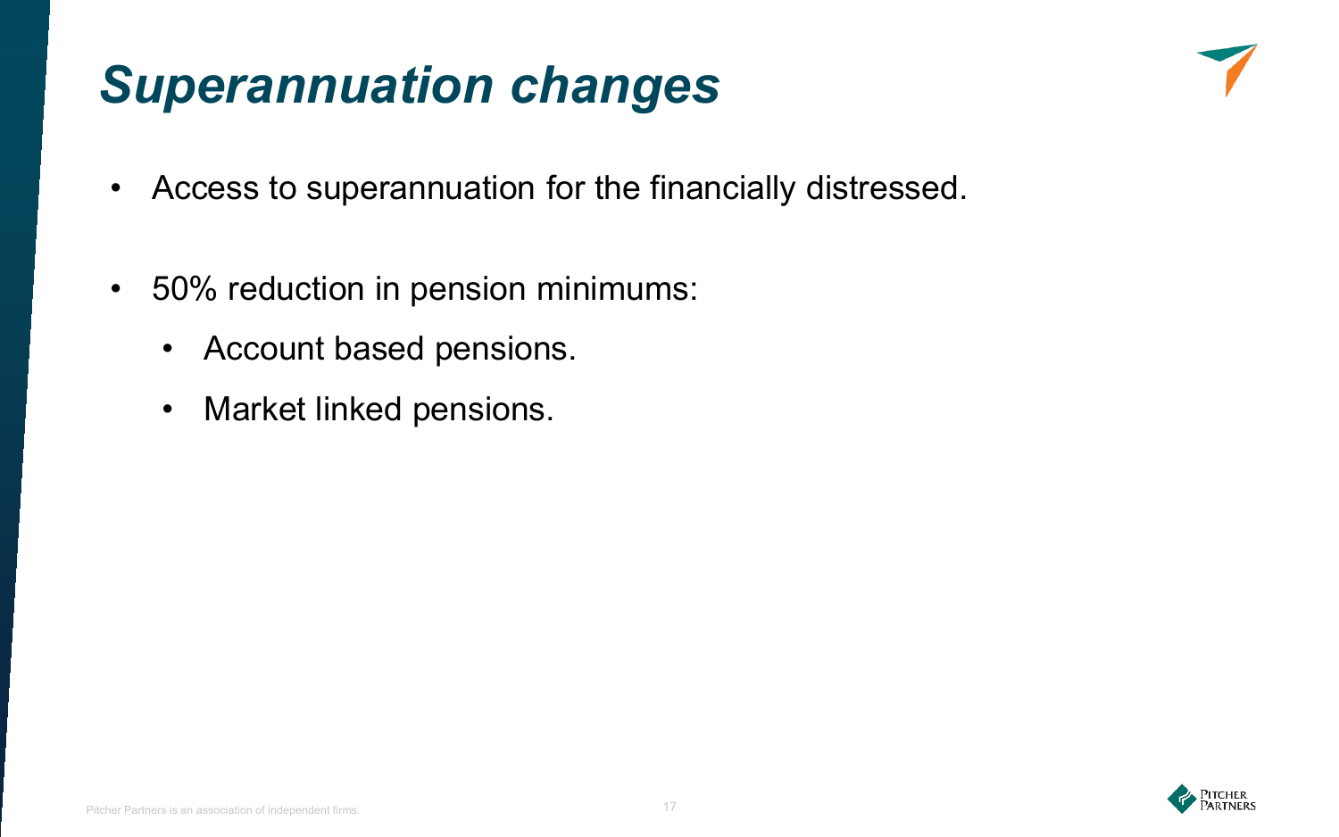# *Superannuation changes*

- Access to superannuation for the financially distressed.
- 50% reduction in pension minimums:
  - Account based pensions.
  - Market linked pensions.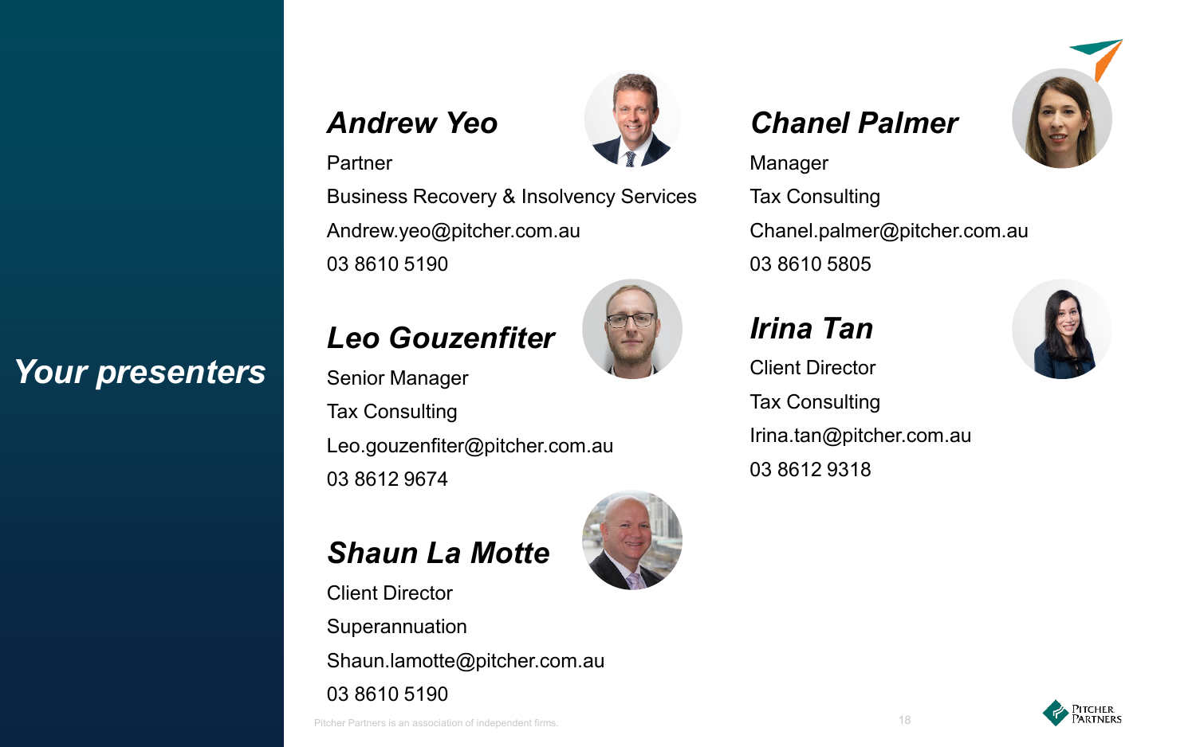# Your presenters

### *Andrew Yeo*

Partner

Business Recovery & Insolvency Services

Andrew.yeo@pitcher.com.au

03 8610 5190

### *Leo Gouzenfiter*

Senior Manager

Tax Consulting

Leo.gouzenfiter@pitcher.com.au

03 8612 9674

### *Shaun La Motte*

Client Director

Superannuation

Shaun.lamotte@pitcher.com.au

03 8610 5190

### *Chanel Palmer*

Manager

Tax Consulting

Chanel.palmer@pitcher.com.au

03 8610 5805

### *Irina Tan*

Client Director

Tax Consulting

Irina.tan@pitcher.com.au

03 8612 9318

Pitcher Partners is an association of independent firms.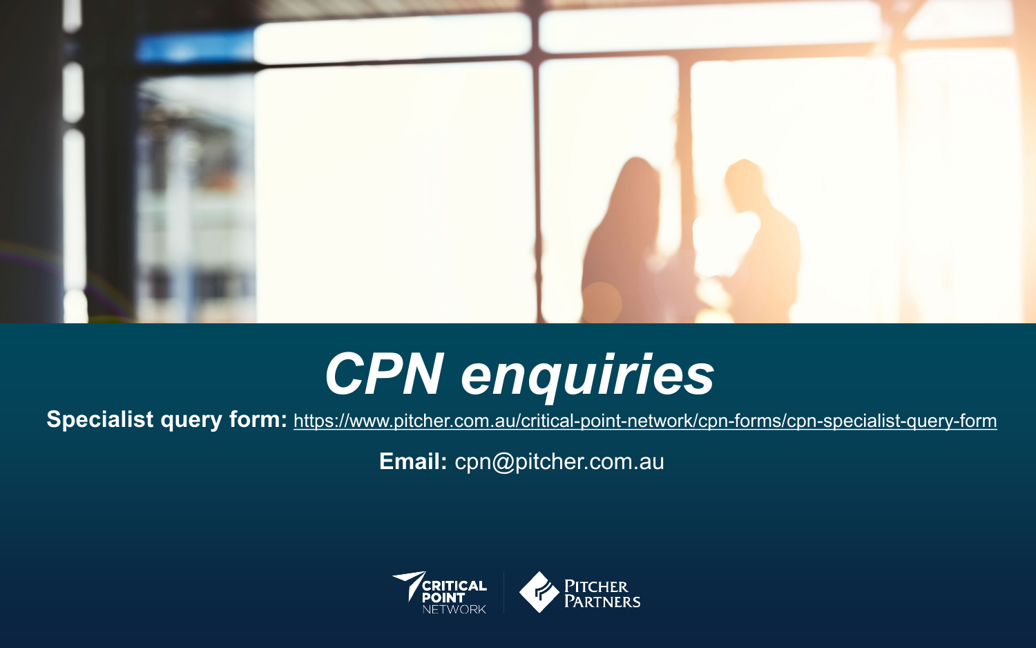# *CPN enquiries*

**Specialist query form:** https://www.pitcher.com.au/critical-point-network/cpn-forms/cpn-specialist-query-form

**Email:** cpn@pitcher.com.au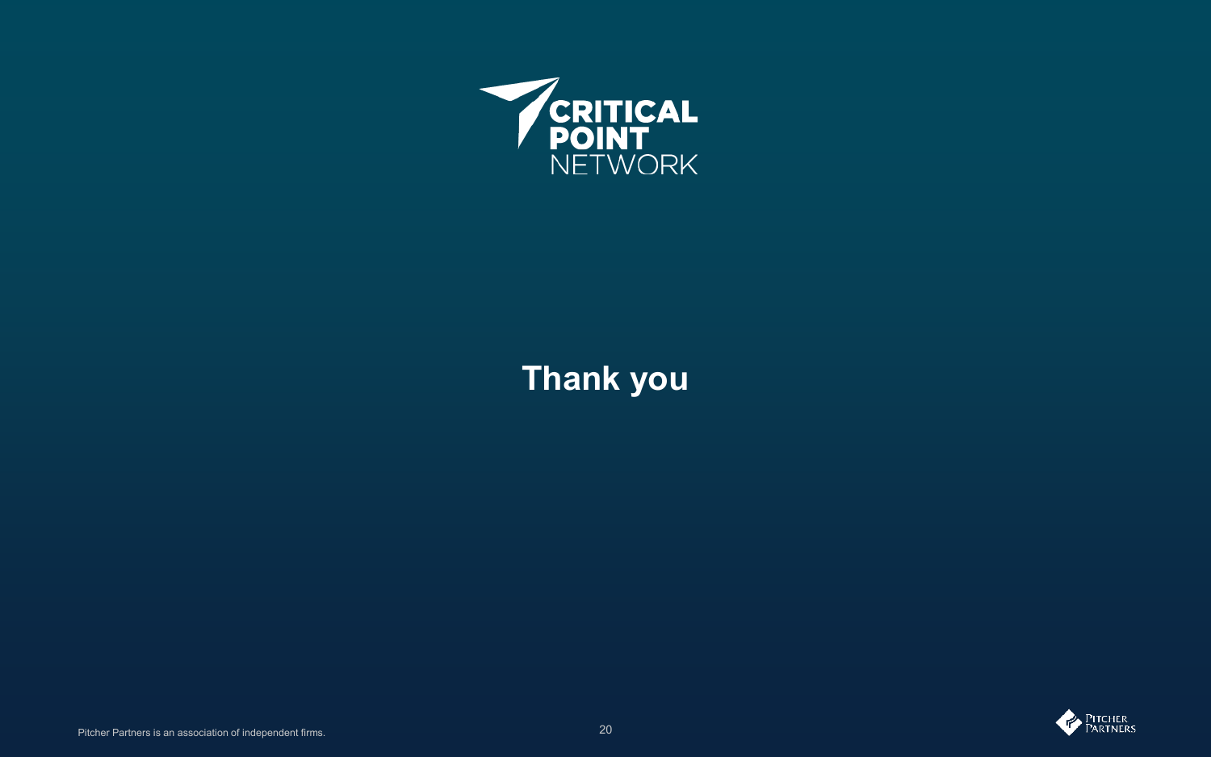CRITICAL POINT NETWORK

# Thank you

Pitcher Partners is an association of independent firms.